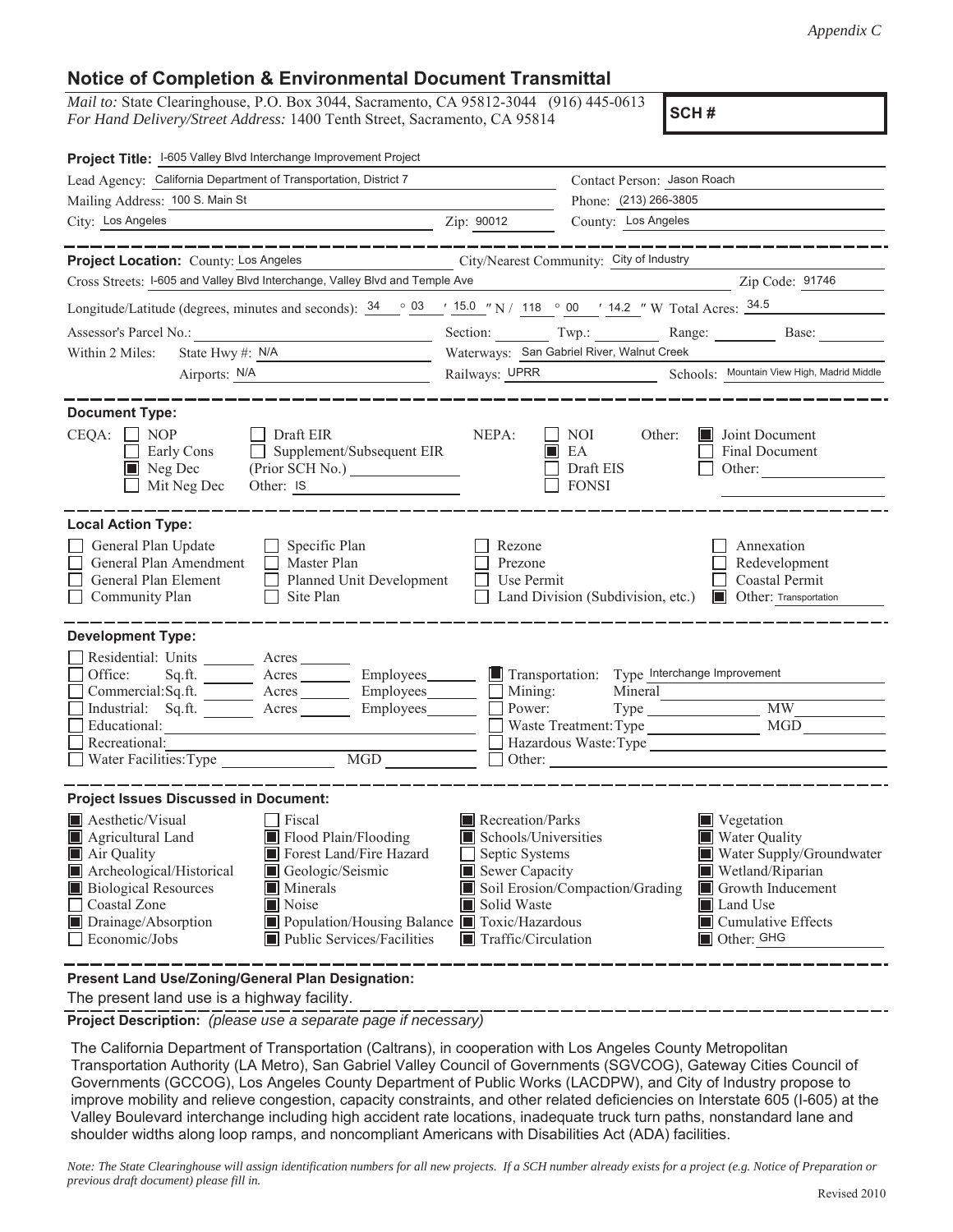*Appendix C*

# Notice of Completion & Environmental Document Transmittal

*Mail to:* State Clearinghouse, P.O. Box 3044, Sacramento, CA 95812-3044 (916) 445-0613
*For Hand Delivery/Street Address:* 1400 Tenth Street, Sacramento, CA 95814

**SCH #**

**Project Title:** I-605 Valley Blvd Interchange Improvement Project

Lead Agency: California Department of Transportation, District 7
Contact Person: Jason Roach
Mailing Address: 100 S. Main St
Phone: (213) 266-3805
City: Los Angeles Zip: 90012 County: Los Angeles

**Project Location:** County: Los Angeles City/Nearest Community: City of Industry
Cross Streets: I-605 and Valley Blvd Interchange, Valley Blvd and Temple Ave Zip Code: 91746
Longitude/Latitude (degrees, minutes and seconds): 34 ° 03 ′ 15.0 ″ N / 118 ° 00 ′ 14.2 ″ W Total Acres: 34.5
Assessor's Parcel No.: Section: Twp.: Range: Base:
Within 2 Miles: State Hwy #: N/A Waterways: San Gabriel River, Walnut Creek
Airports: N/A Railways: UPRR Schools: Mountain View High, Madrid Middle

**Document Type:**

CEQA: ☐ NOP ☐ Early Cons ■ Neg Dec ☐ Mit Neg Dec ☐ Draft EIR ☐ Supplement/Subsequent EIR (Prior SCH No.) Other: IS
NEPA: ☐ NOI ■ EA ☐ Draft EIS ☐ FONSI
Other: ■ Joint Document ☐ Final Document ☐ Other:

**Local Action Type:**

☐ General Plan Update ☐ General Plan Amendment ☐ General Plan Element ☐ Community Plan ☐ Specific Plan ☐ Master Plan ☐ Planned Unit Development ☐ Site Plan ☐ Rezone ☐ Prezone ☐ Use Permit ☐ Land Division (Subdivision, etc.) ☐ Annexation ☐ Redevelopment ☐ Coastal Permit ■ Other: Transportation

**Development Type:**

☐ Residential: Units Acres
☐ Office: Sq.ft. Acres Employees
☐ Commercial: Sq.ft. Acres Employees
☐ Industrial: Sq.ft. Acres Employees
☐ Educational:
☐ Recreational:
☐ Water Facilities: Type MGD
■ Transportation: Type Interchange Improvement
☐ Mining: Mineral
☐ Power: Type MW
☐ Waste Treatment: Type MGD
☐ Hazardous Waste: Type
☐ Other:

**Project Issues Discussed in Document:**

■ Aesthetic/Visual ■ Agricultural Land ■ Air Quality ■ Archeological/Historical ■ Biological Resources ☐ Coastal Zone ■ Drainage/Absorption ☐ Economic/Jobs ☐ Fiscal ■ Flood Plain/Flooding ■ Forest Land/Fire Hazard ■ Geologic/Seismic ■ Minerals ■ Noise ■ Population/Housing Balance ■ Public Services/Facilities ■ Recreation/Parks ■ Schools/Universities ☐ Septic Systems ■ Sewer Capacity ■ Soil Erosion/Compaction/Grading ■ Solid Waste ■ Toxic/Hazardous ■ Traffic/Circulation ■ Vegetation ■ Water Quality ■ Water Supply/Groundwater ■ Wetland/Riparian ■ Growth Inducement ■ Land Use ■ Cumulative Effects ■ Other: GHG

**Present Land Use/Zoning/General Plan Designation:**

The present land use is a highway facility.

**Project Description:** *(please use a separate page if necessary)*

The California Department of Transportation (Caltrans), in cooperation with Los Angeles County Metropolitan Transportation Authority (LA Metro), San Gabriel Valley Council of Governments (SGVCOG), Gateway Cities Council of Governments (GCCOG), Los Angeles County Department of Public Works (LACDPW), and City of Industry propose to improve mobility and relieve congestion, capacity constraints, and other related deficiencies on Interstate 605 (I-605) at the Valley Boulevard interchange including high accident rate locations, inadequate truck turn paths, nonstandard lane and shoulder widths along loop ramps, and noncompliant Americans with Disabilities Act (ADA) facilities.

*Note: The State Clearinghouse will assign identification numbers for all new projects. If a SCH number already exists for a project (e.g. Notice of Preparation or previous draft document) please fill in.*

Revised 2010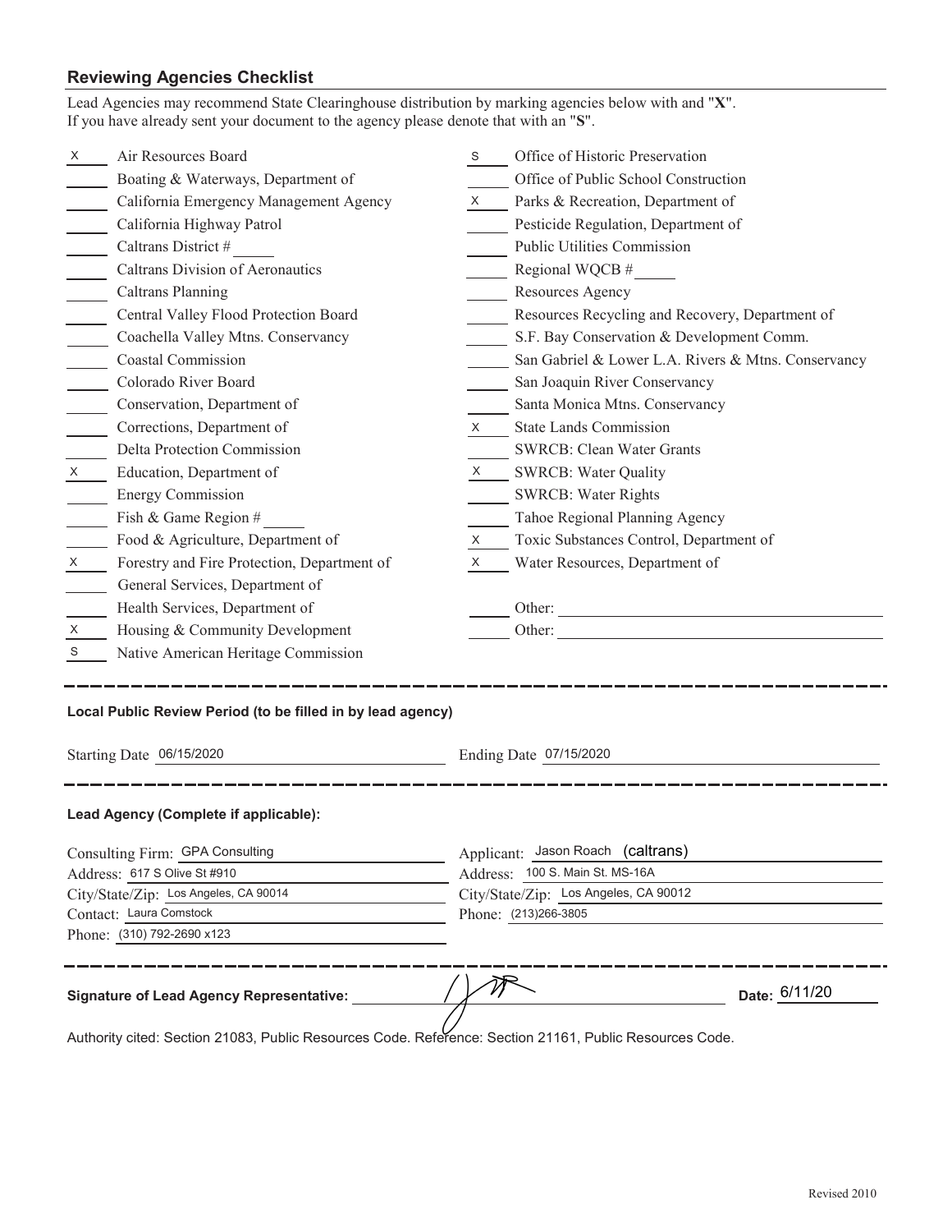## Reviewing Agencies Checklist

Lead Agencies may recommend State Clearinghouse distribution by marking agencies below with and "**X**".
If you have already sent your document to the agency please denote that with an "**S**".

| | | | |
|---|---|---|---|
| X | Air Resources Board | S | Office of Historic Preservation |
| | Boating & Waterways, Department of | | Office of Public School Construction |
| | California Emergency Management Agency | X | Parks & Recreation, Department of |
| | California Highway Patrol | | Pesticide Regulation, Department of |
| | Caltrans District # _____ | | Public Utilities Commission |
| | Caltrans Division of Aeronautics | | Regional WQCB # _____ |
| | Caltrans Planning | | Resources Agency |
| | Central Valley Flood Protection Board | | Resources Recycling and Recovery, Department of |
| | Coachella Valley Mtns. Conservancy | | S.F. Bay Conservation & Development Comm. |
| | Coastal Commission | | San Gabriel & Lower L.A. Rivers & Mtns. Conservancy |
| | Colorado River Board | | San Joaquin River Conservancy |
| | Conservation, Department of | | Santa Monica Mtns. Conservancy |
| | Corrections, Department of | X | State Lands Commission |
| | Delta Protection Commission | | SWRCB: Clean Water Grants |
| X | Education, Department of | X | SWRCB: Water Quality |
| | Energy Commission | | SWRCB: Water Rights |
| | Fish & Game Region # _____ | | Tahoe Regional Planning Agency |
| | Food & Agriculture, Department of | X | Toxic Substances Control, Department of |
| X | Forestry and Fire Protection, Department of | X | Water Resources, Department of |
| | General Services, Department of | | |
| | Health Services, Department of | | Other: |
| X | Housing & Community Development | | Other: |
| S | Native American Heritage Commission | | |

---

**Local Public Review Period (to be filled in by lead agency)**

Starting Date 06/15/2020

Ending Date 07/15/2020

---

**Lead Agency (Complete if applicable):**

Consulting Firm: GPA Consulting
Address: 617 S Olive St #910
City/State/Zip: Los Angeles, CA 90014
Contact: Laura Comstock
Phone: (310) 792-2690 x123

Applicant: Jason Roach (caltrans)
Address: 100 S. Main St. MS-16A
City/State/Zip: Los Angeles, CA 90012
Phone: (213)266-3805

---

**Signature of Lead Agency Representative:** [signature] **Date:** 6/11/20

Authority cited: Section 21083, Public Resources Code. Reference: Section 21161, Public Resources Code.

Revised 2010